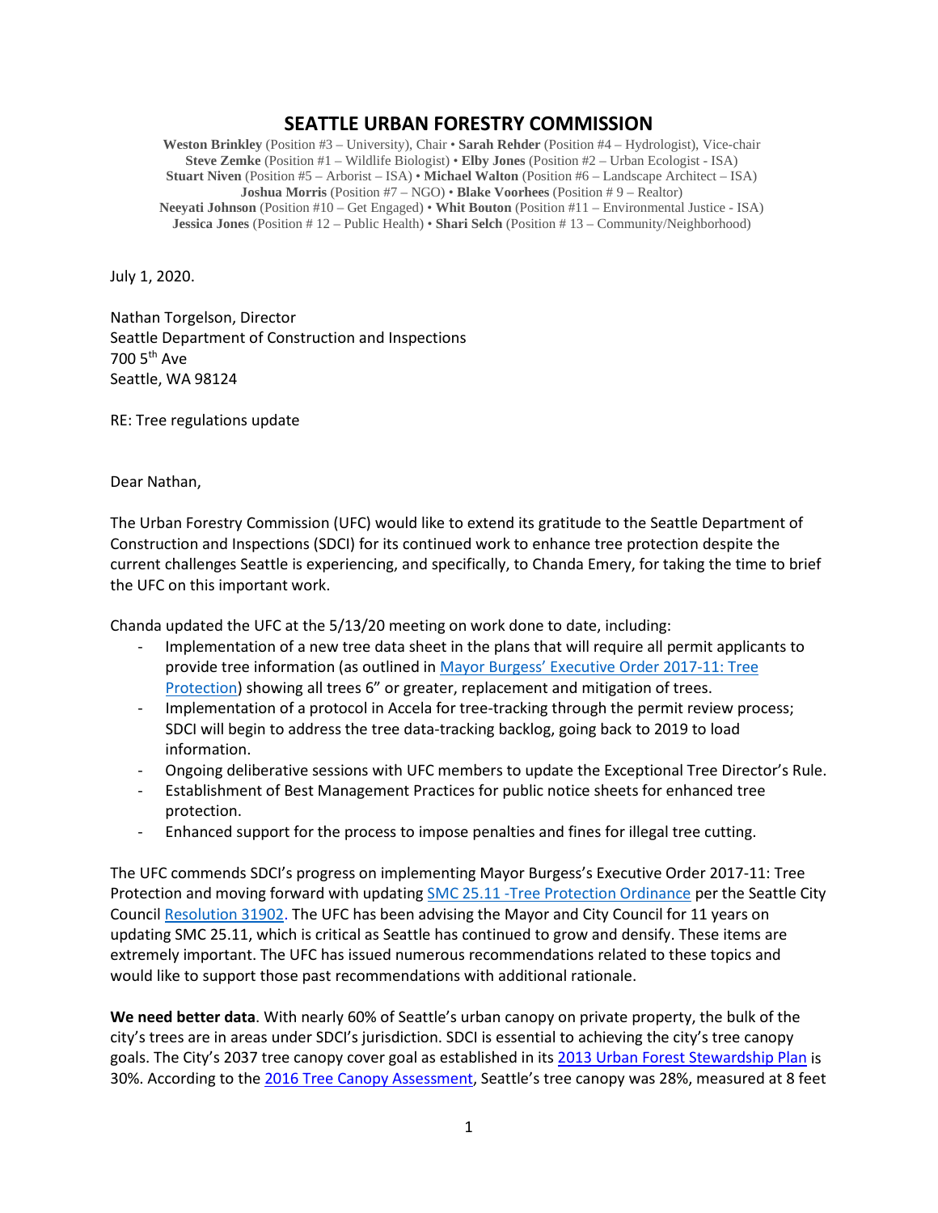# SEATTLE URBAN FORESTRY COMMISSION

**Weston Brinkley** (Position #3 – University), Chair • **Sarah Rehder** (Position #4 – Hydrologist), Vice-chair
**Steve Zemke** (Position #1 – Wildlife Biologist) • **Elby Jones** (Position #2 – Urban Ecologist - ISA)
**Stuart Niven** (Position #5 – Arborist – ISA) • **Michael Walton** (Position #6 – Landscape Architect – ISA)
**Joshua Morris** (Position #7 – NGO) • **Blake Voorhees** (Position # 9 – Realtor)
**Neeyati Johnson** (Position #10 – Get Engaged) • **Whit Bouton** (Position #11 – Environmental Justice - ISA)
**Jessica Jones** (Position # 12 – Public Health) • **Shari Selch** (Position # 13 – Community/Neighborhood)

July 1, 2020.

Nathan Torgelson, Director
Seattle Department of Construction and Inspections
700 5th Ave
Seattle, WA 98124

RE: Tree regulations update

Dear Nathan,

The Urban Forestry Commission (UFC) would like to extend its gratitude to the Seattle Department of Construction and Inspections (SDCI) for its continued work to enhance tree protection despite the current challenges Seattle is experiencing, and specifically, to Chanda Emery, for taking the time to brief the UFC on this important work.

Chanda updated the UFC at the 5/13/20 meeting on work done to date, including:

- Implementation of a new tree data sheet in the plans that will require all permit applicants to provide tree information (as outlined in Mayor Burgess' Executive Order 2017-11: Tree Protection) showing all trees 6" or greater, replacement and mitigation of trees.
- Implementation of a protocol in Accela for tree-tracking through the permit review process; SDCI will begin to address the tree data-tracking backlog, going back to 2019 to load information.
- Ongoing deliberative sessions with UFC members to update the Exceptional Tree Director's Rule.
- Establishment of Best Management Practices for public notice sheets for enhanced tree protection.
- Enhanced support for the process to impose penalties and fines for illegal tree cutting.

The UFC commends SDCI's progress on implementing Mayor Burgess's Executive Order 2017-11: Tree Protection and moving forward with updating SMC 25.11 -Tree Protection Ordinance per the Seattle City Council Resolution 31902. The UFC has been advising the Mayor and City Council for 11 years on updating SMC 25.11, which is critical as Seattle has continued to grow and densify. These items are extremely important. The UFC has issued numerous recommendations related to these topics and would like to support those past recommendations with additional rationale.

**We need better data**. With nearly 60% of Seattle's urban canopy on private property, the bulk of the city's trees are in areas under SDCI's jurisdiction. SDCI is essential to achieving the city's tree canopy goals. The City's 2037 tree canopy cover goal as established in its 2013 Urban Forest Stewardship Plan is 30%. According to the 2016 Tree Canopy Assessment, Seattle's tree canopy was 28%, measured at 8 feet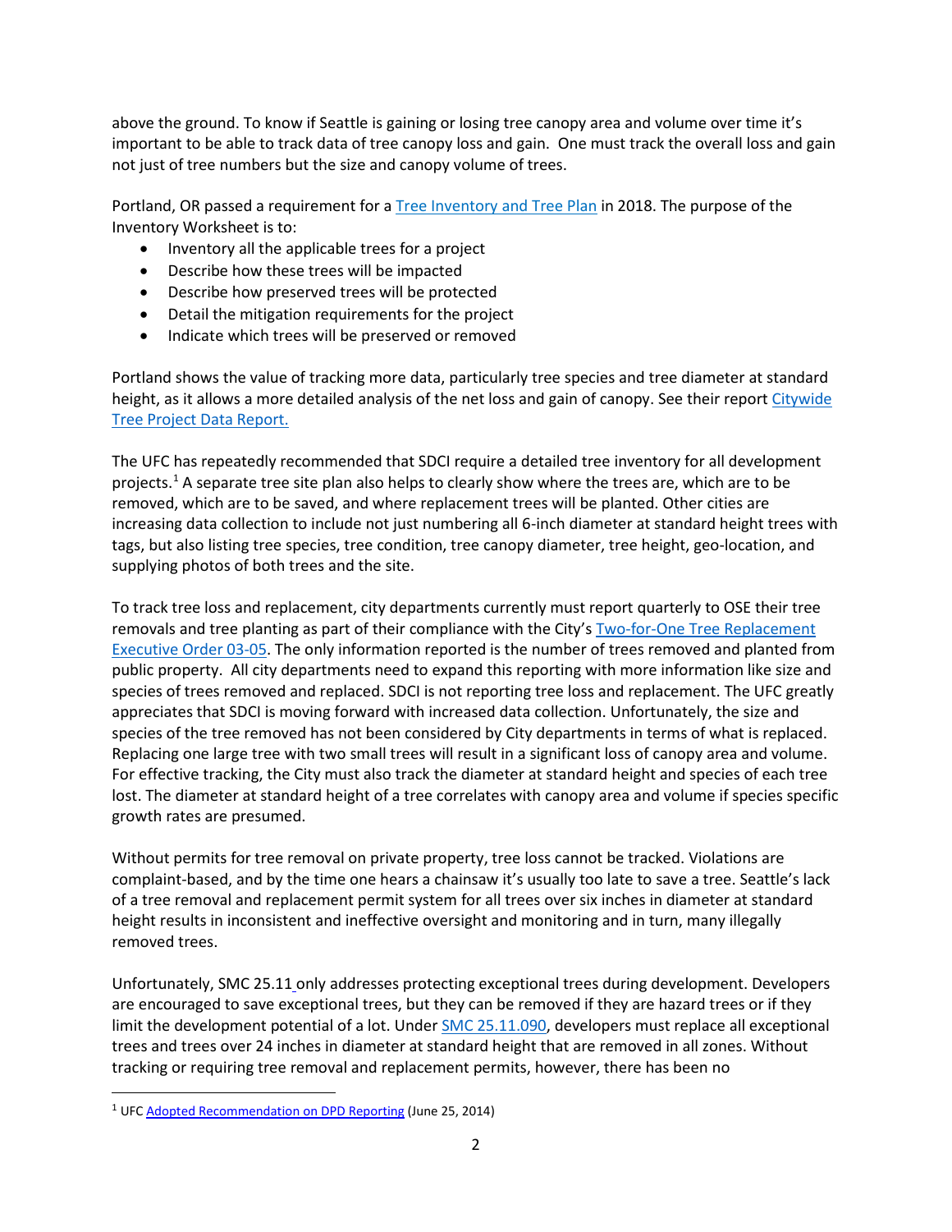above the ground. To know if Seattle is gaining or losing tree canopy area and volume over time it's important to be able to track data of tree canopy loss and gain. One must track the overall loss and gain not just of tree numbers but the size and canopy volume of trees.

Portland, OR passed a requirement for a Tree Inventory and Tree Plan in 2018. The purpose of the Inventory Worksheet is to:

- Inventory all the applicable trees for a project
- Describe how these trees will be impacted
- Describe how preserved trees will be protected
- Detail the mitigation requirements for the project
- Indicate which trees will be preserved or removed

Portland shows the value of tracking more data, particularly tree species and tree diameter at standard height, as it allows a more detailed analysis of the net loss and gain of canopy. See their report Citywide Tree Project Data Report.

The UFC has repeatedly recommended that SDCI require a detailed tree inventory for all development projects.[1] A separate tree site plan also helps to clearly show where the trees are, which are to be removed, which are to be saved, and where replacement trees will be planted. Other cities are increasing data collection to include not just numbering all 6-inch diameter at standard height trees with tags, but also listing tree species, tree condition, tree canopy diameter, tree height, geo-location, and supplying photos of both trees and the site.

To track tree loss and replacement, city departments currently must report quarterly to OSE their tree removals and tree planting as part of their compliance with the City's Two-for-One Tree Replacement Executive Order 03-05. The only information reported is the number of trees removed and planted from public property. All city departments need to expand this reporting with more information like size and species of trees removed and replaced. SDCI is not reporting tree loss and replacement. The UFC greatly appreciates that SDCI is moving forward with increased data collection. Unfortunately, the size and species of the tree removed has not been considered by City departments in terms of what is replaced. Replacing one large tree with two small trees will result in a significant loss of canopy area and volume. For effective tracking, the City must also track the diameter at standard height and species of each tree lost. The diameter at standard height of a tree correlates with canopy area and volume if species specific growth rates are presumed.

Without permits for tree removal on private property, tree loss cannot be tracked. Violations are complaint-based, and by the time one hears a chainsaw it's usually too late to save a tree. Seattle's lack of a tree removal and replacement permit system for all trees over six inches in diameter at standard height results in inconsistent and ineffective oversight and monitoring and in turn, many illegally removed trees.

Unfortunately, SMC 25.11 only addresses protecting exceptional trees during development. Developers are encouraged to save exceptional trees, but they can be removed if they are hazard trees or if they limit the development potential of a lot. Under SMC 25.11.090, developers must replace all exceptional trees and trees over 24 inches in diameter at standard height that are removed in all zones. Without tracking or requiring tree removal and replacement permits, however, there has been no

[1] UFC Adopted Recommendation on DPD Reporting (June 25, 2014)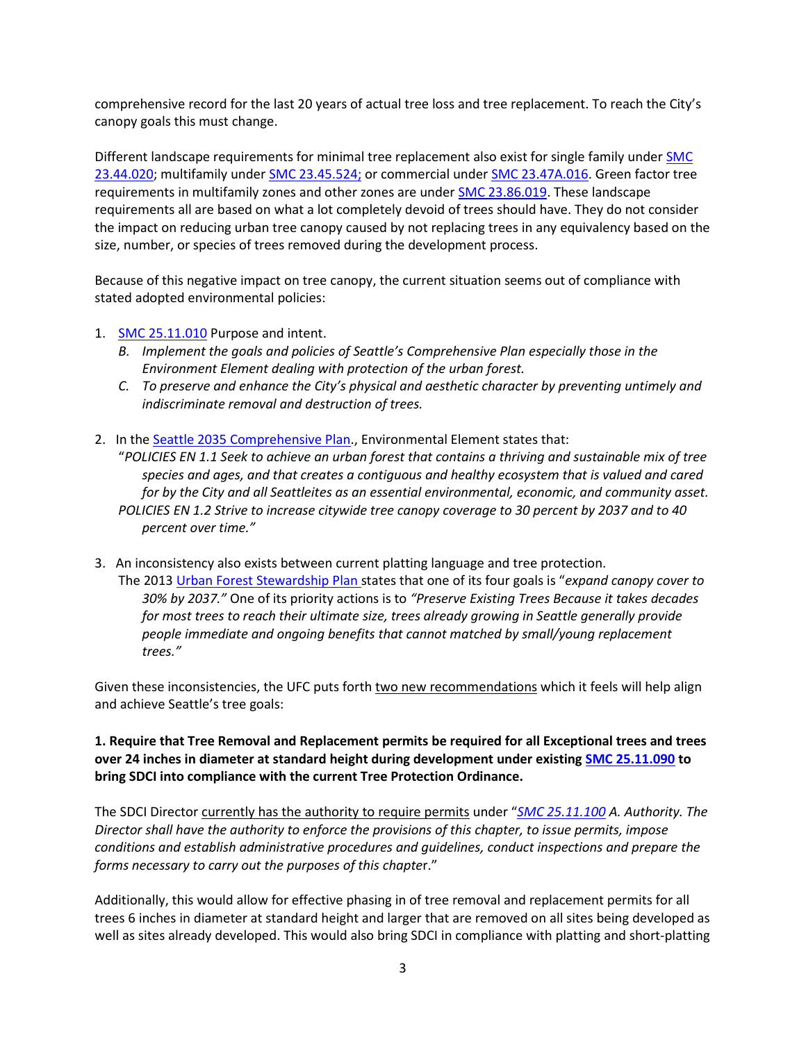comprehensive record for the last 20 years of actual tree loss and tree replacement. To reach the City's canopy goals this must change.

Different landscape requirements for minimal tree replacement also exist for single family under SMC 23.44.020; multifamily under SMC 23.45.524; or commercial under SMC 23.47A.016. Green factor tree requirements in multifamily zones and other zones are under SMC 23.86.019. These landscape requirements all are based on what a lot completely devoid of trees should have. They do not consider the impact on reducing urban tree canopy caused by not replacing trees in any equivalency based on the size, number, or species of trees removed during the development process.

Because of this negative impact on tree canopy, the current situation seems out of compliance with stated adopted environmental policies:

1. SMC 25.11.010 Purpose and intent.
   *B. Implement the goals and policies of Seattle's Comprehensive Plan especially those in the Environment Element dealing with protection of the urban forest.*
   *C. To preserve and enhance the City's physical and aesthetic character by preventing untimely and indiscriminate removal and destruction of trees.*

2. In the Seattle 2035 Comprehensive Plan., Environmental Element states that:
   "*POLICIES EN 1.1 Seek to achieve an urban forest that contains a thriving and sustainable mix of tree species and ages, and that creates a contiguous and healthy ecosystem that is valued and cared for by the City and all Seattleites as an essential environmental, economic, and community asset.*
   *POLICIES EN 1.2 Strive to increase citywide tree canopy coverage to 30 percent by 2037 and to 40 percent over time.*"

3. An inconsistency also exists between current platting language and tree protection.
   The 2013 Urban Forest Stewardship Plan states that one of its four goals is "*expand canopy cover to 30% by 2037.*" One of its priority actions is to *"Preserve Existing Trees Because it takes decades for most trees to reach their ultimate size, trees already growing in Seattle generally provide people immediate and ongoing benefits that cannot matched by small/young replacement trees."*

Given these inconsistencies, the UFC puts forth two new recommendations which it feels will help align and achieve Seattle's tree goals:

**1. Require that Tree Removal and Replacement permits be required for all Exceptional trees and trees over 24 inches in diameter at standard height during development under existing SMC 25.11.090 to bring SDCI into compliance with the current Tree Protection Ordinance.**

The SDCI Director currently has the authority to require permits under "*SMC 25.11.100 A. Authority. The Director shall have the authority to enforce the provisions of this chapter, to issue permits, impose conditions and establish administrative procedures and guidelines, conduct inspections and prepare the forms necessary to carry out the purposes of this chapte*r."

Additionally, this would allow for effective phasing in of tree removal and replacement permits for all trees 6 inches in diameter at standard height and larger that are removed on all sites being developed as well as sites already developed. This would also bring SDCI in compliance with platting and short-platting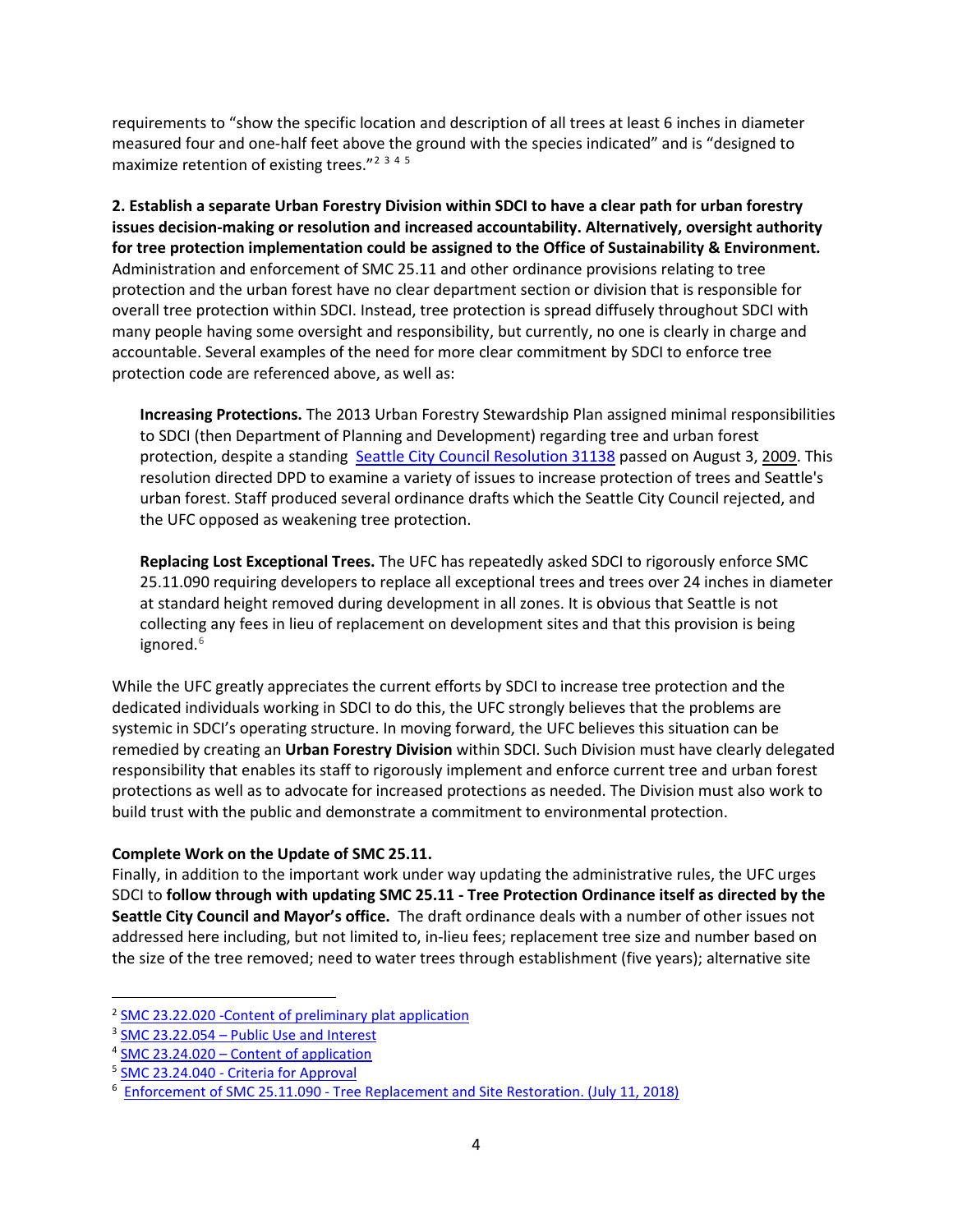requirements to "show the specific location and description of all trees at least 6 inches in diameter measured four and one-half feet above the ground with the species indicated" and is "designed to maximize retention of existing trees."[2] [3] [4] [5]

**2. Establish a separate Urban Forestry Division within SDCI to have a clear path for urban forestry issues decision-making or resolution and increased accountability. Alternatively, oversight authority for tree protection implementation could be assigned to the Office of Sustainability & Environment.** Administration and enforcement of SMC 25.11 and other ordinance provisions relating to tree protection and the urban forest have no clear department section or division that is responsible for overall tree protection within SDCI. Instead, tree protection is spread diffusely throughout SDCI with many people having some oversight and responsibility, but currently, no one is clearly in charge and accountable. Several examples of the need for more clear commitment by SDCI to enforce tree protection code are referenced above, as well as:

> **Increasing Protections.** The 2013 Urban Forestry Stewardship Plan assigned minimal responsibilities to SDCI (then Department of Planning and Development) regarding tree and urban forest protection, despite a standing Seattle City Council Resolution 31138 passed on August 3, 2009. This resolution directed DPD to examine a variety of issues to increase protection of trees and Seattle's urban forest. Staff produced several ordinance drafts which the Seattle City Council rejected, and the UFC opposed as weakening tree protection.
>
> **Replacing Lost Exceptional Trees.** The UFC has repeatedly asked SDCI to rigorously enforce SMC 25.11.090 requiring developers to replace all exceptional trees and trees over 24 inches in diameter at standard height removed during development in all zones. It is obvious that Seattle is not collecting any fees in lieu of replacement on development sites and that this provision is being ignored.[6]

While the UFC greatly appreciates the current efforts by SDCI to increase tree protection and the dedicated individuals working in SDCI to do this, the UFC strongly believes that the problems are systemic in SDCI's operating structure. In moving forward, the UFC believes this situation can be remedied by creating an **Urban Forestry Division** within SDCI. Such Division must have clearly delegated responsibility that enables its staff to rigorously implement and enforce current tree and urban forest protections as well as to advocate for increased protections as needed. The Division must also work to build trust with the public and demonstrate a commitment to environmental protection.

**Complete Work on the Update of SMC 25.11.**

Finally, in addition to the important work under way updating the administrative rules, the UFC urges SDCI to **follow through with updating SMC 25.11 - Tree Protection Ordinance itself as directed by the Seattle City Council and Mayor's office.** The draft ordinance deals with a number of other issues not addressed here including, but not limited to, in-lieu fees; replacement tree size and number based on the size of the tree removed; need to water trees through establishment (five years); alternative site

---

[2] SMC 23.22.020 -Content of preliminary plat application

[3] SMC 23.22.054 – Public Use and Interest

[4] SMC 23.24.020 – Content of application

[5] SMC 23.24.040 - Criteria for Approval

[6] Enforcement of SMC 25.11.090 - Tree Replacement and Site Restoration. (July 11, 2018)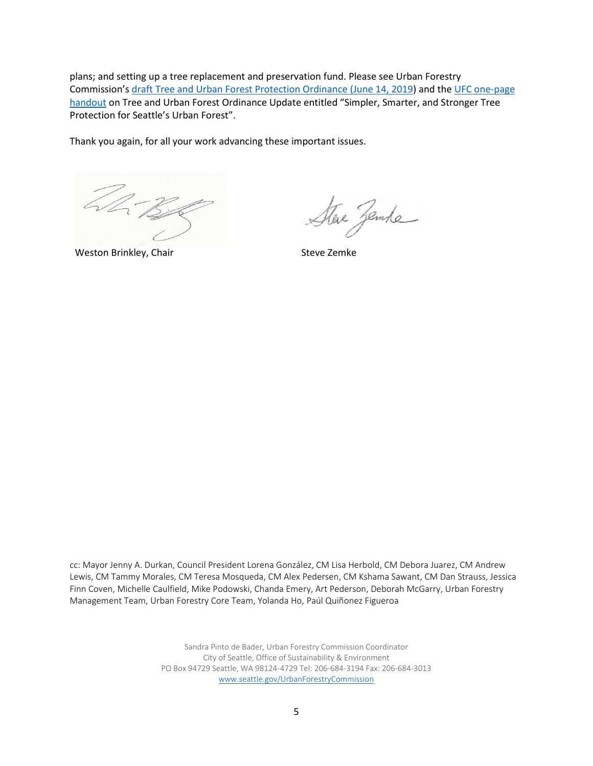plans; and setting up a tree replacement and preservation fund. Please see Urban Forestry Commission's draft Tree and Urban Forest Protection Ordinance (June 14, 2019) and the UFC one-page handout on Tree and Urban Forest Ordinance Update entitled "Simpler, Smarter, and Stronger Tree Protection for Seattle's Urban Forest".

Thank you again, for all your work advancing these important issues.

Weston Brinkley, Chair

Steve Zemke

cc: Mayor Jenny A. Durkan, Council President Lorena González, CM Lisa Herbold, CM Debora Juarez, CM Andrew Lewis, CM Tammy Morales, CM Teresa Mosqueda, CM Alex Pedersen, CM Kshama Sawant, CM Dan Strauss, Jessica Finn Coven, Michelle Caulfield, Mike Podowski, Chanda Emery, Art Pederson, Deborah McGarry, Urban Forestry Management Team, Urban Forestry Core Team, Yolanda Ho, Paúl Quiñonez Figueroa

Sandra Pinto de Bader, Urban Forestry Commission Coordinator
City of Seattle, Office of Sustainability & Environment
PO Box 94729 Seattle, WA 98124-4729 Tel: 206-684-3194 Fax: 206-684-3013
www.seattle.gov/UrbanForestryCommission